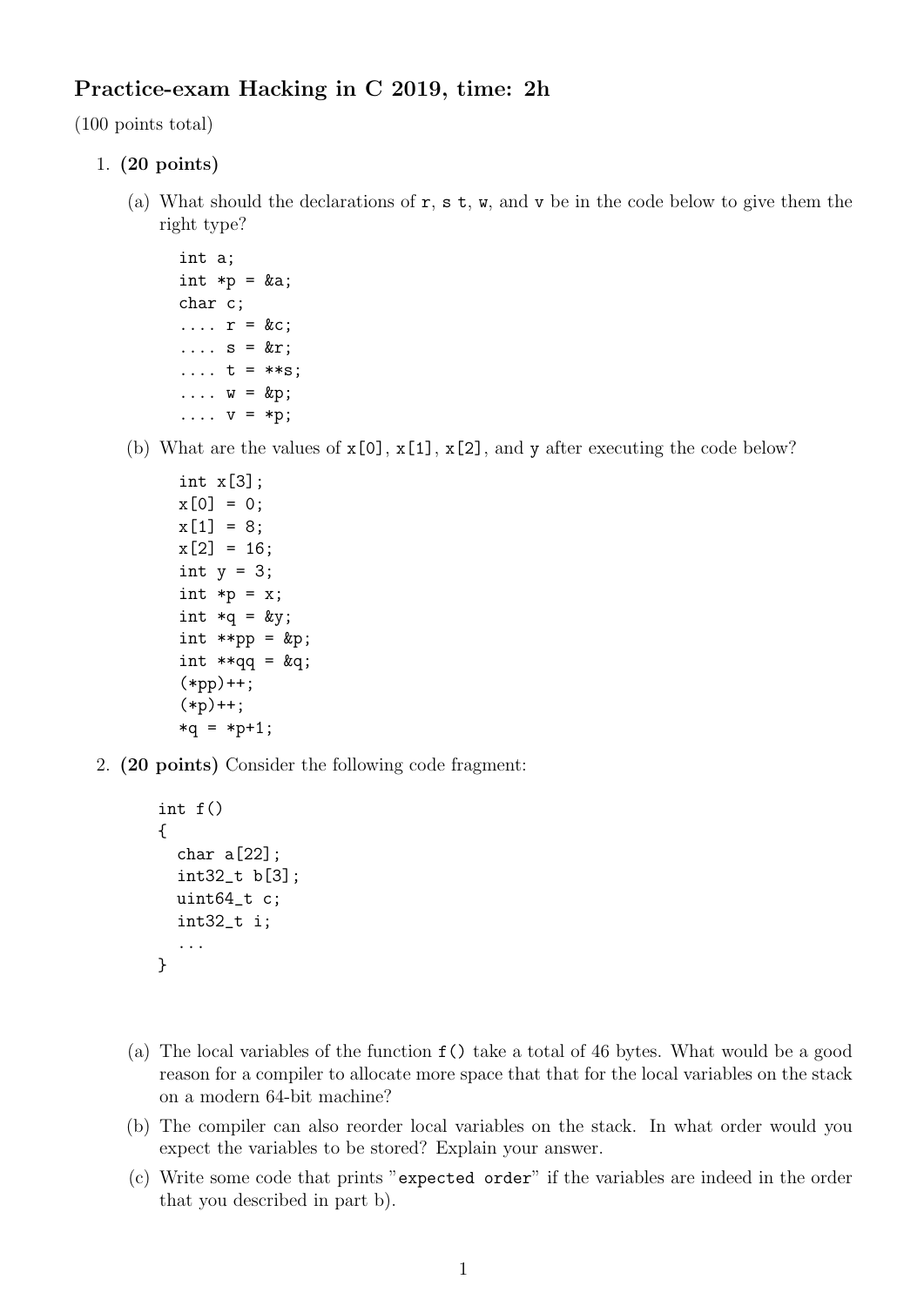# Practice-exam Hacking in C 2019, time: 2h

(100 points total)

1. **(20 points)**

   (a) What should the declarations of r, s t, w, and v be in the code below to give them the right type?

   ```
   int a;
   int *p = &a;
   char c;
   .... r = &c;
   .... s = &r;
   .... t = **s;
   .... w = &p;
   .... v = *p;
   ```

   (b) What are the values of x[0], x[1], x[2], and y after executing the code below?

   ```
   int x[3];
   x[0] = 0;
   x[1] = 8;
   x[2] = 16;
   int y = 3;
   int *p = x;
   int *q = &y;
   int **pp = &p;
   int **qq = &q;
   (*pp)++;
   (*p)++;
   *q = *p+1;
   ```

2. **(20 points)** Consider the following code fragment:

   ```
   int f()
   {
     char a[22];
     int32_t b[3];
     uint64_t c;
     int32_t i;
     ...
   }
   ```

   (a) The local variables of the function f() take a total of 46 bytes. What would be a good reason for a compiler to allocate more space that that for the local variables on the stack on a modern 64-bit machine?

   (b) The compiler can also reorder local variables on the stack. In what order would you expect the variables to be stored? Explain your answer.

   (c) Write some code that prints "expected order" if the variables are indeed in the order that you described in part b).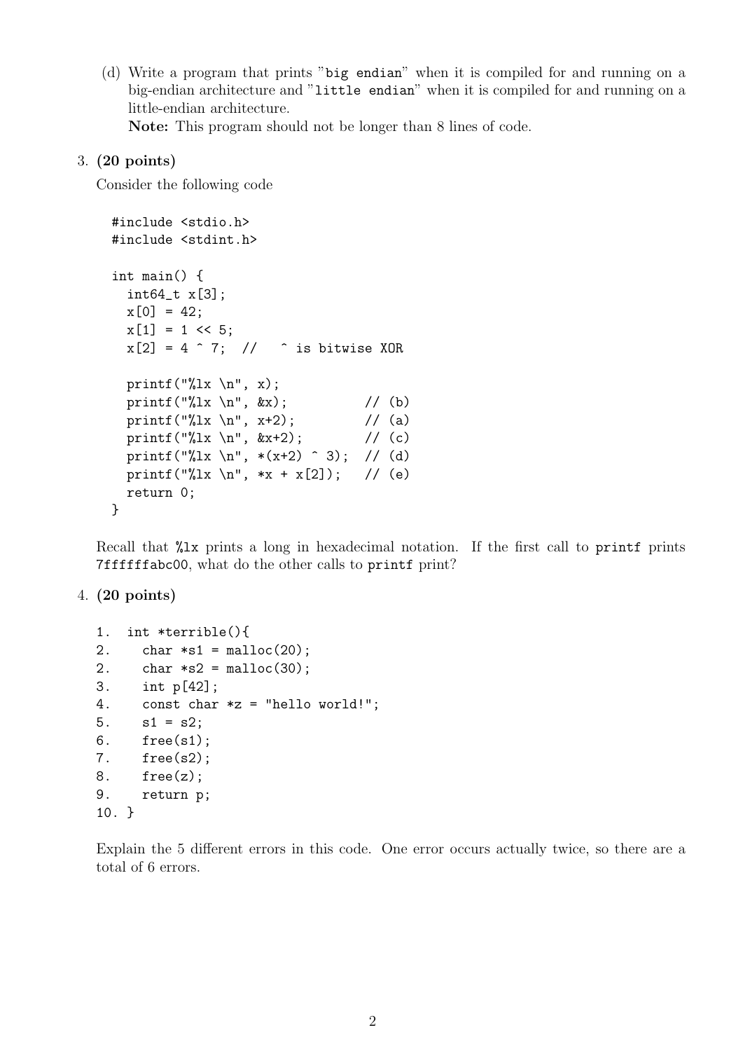(d) Write a program that prints "`big endian`" when it is compiled for and running on a big-endian architecture and "`little endian`" when it is compiled for and running on a little-endian architecture.
**Note:** This program should not be longer than 8 lines of code.

3. **(20 points)**

Consider the following code

```
#include <stdio.h>
#include <stdint.h>

int main() {
  int64_t x[3];
  x[0] = 42;
  x[1] = 1 << 5;
  x[2] = 4 ^ 7;  //   ^ is bitwise XOR

  printf("%lx \n", x);
  printf("%lx \n", &x);          // (b)
  printf("%lx \n", x+2);         // (a)
  printf("%lx \n", &x+2);        // (c)
  printf("%lx \n", *(x+2) ^ 3);  // (d)
  printf("%lx \n", *x + x[2]);   // (e)
  return 0;
}
```

Recall that `%lx` prints a long in hexadecimal notation. If the first call to `printf` prints `7ffffffabc00`, what do the other calls to `printf` print?

4. **(20 points)**

```
1.  int *terrible(){
2.    char *s1 = malloc(20);
2.    char *s2 = malloc(30);
3.    int p[42];
4.    const char *z = "hello world!";
5.    s1 = s2;
6.    free(s1);
7.    free(s2);
8.    free(z);
9.    return p;
10. }
```

Explain the 5 different errors in this code. One error occurs actually twice, so there are a total of 6 errors.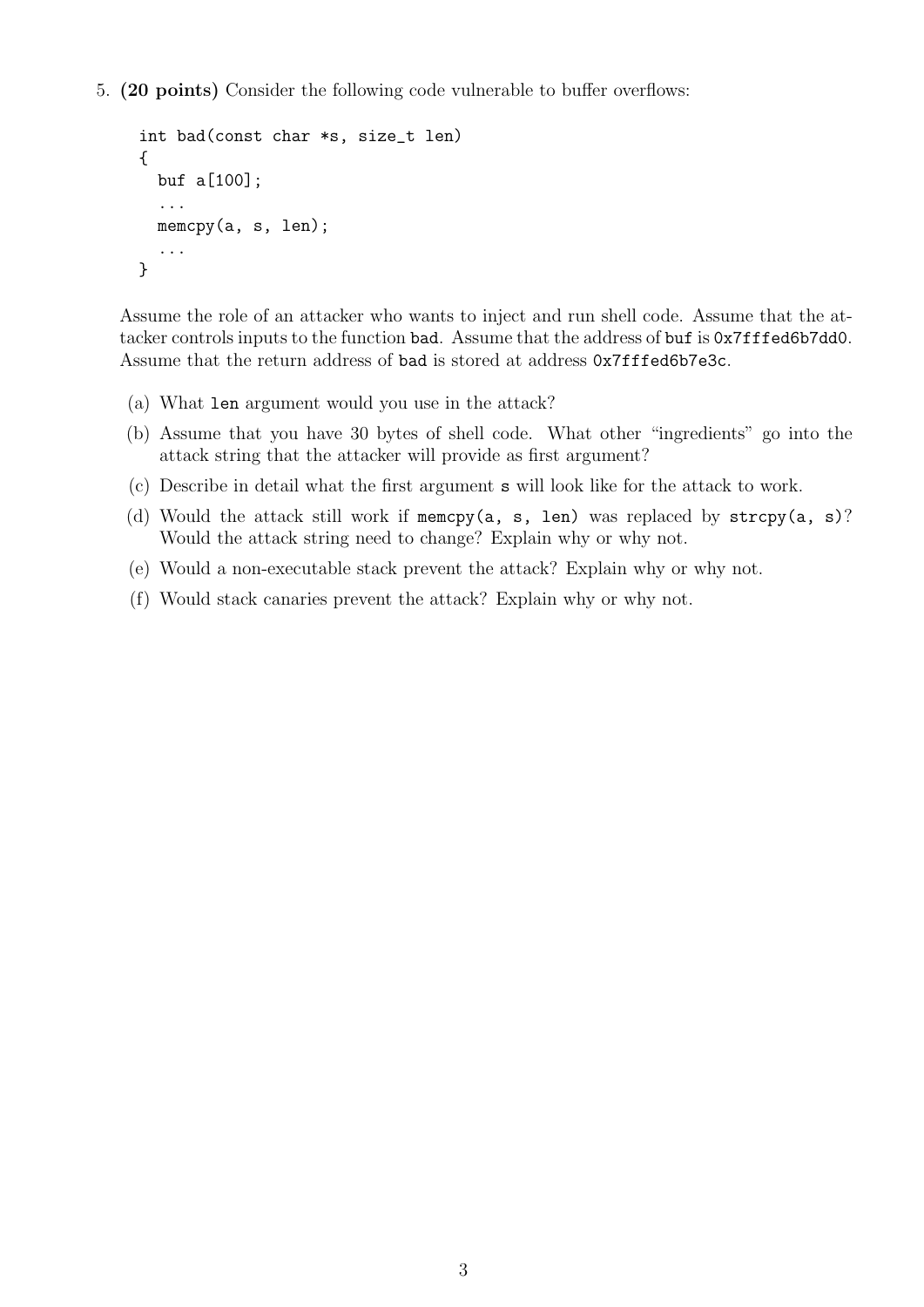5. **(20 points)** Consider the following code vulnerable to buffer overflows:

```
int bad(const char *s, size_t len)
{
  buf a[100];
  ...
  memcpy(a, s, len);
  ...
}
```

Assume the role of an attacker who wants to inject and run shell code. Assume that the attacker controls inputs to the function `bad`. Assume that the address of `buf` is `0x7fffed6b7dd0`. Assume that the return address of `bad` is stored at address `0x7fffed6b7e3c`.

(a) What `len` argument would you use in the attack?

(b) Assume that you have 30 bytes of shell code. What other "ingredients" go into the attack string that the attacker will provide as first argument?

(c) Describe in detail what the first argument `s` will look like for the attack to work.

(d) Would the attack still work if `memcpy(a, s, len)` was replaced by `strcpy(a, s)`? Would the attack string need to change? Explain why or why not.

(e) Would a non-executable stack prevent the attack? Explain why or why not.

(f) Would stack canaries prevent the attack? Explain why or why not.